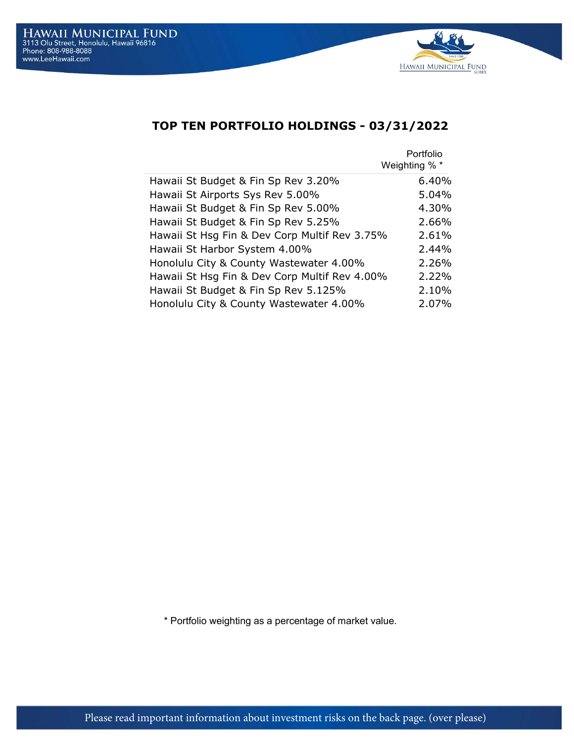**HAWAII MUNICIPAL FUND**
3113 Olu Street, Honolulu, Hawaii 96816
Phone: 808-988-8088
www.LeeHawaii.com

# TOP TEN PORTFOLIO HOLDINGS - 03/31/2022

| | Portfolio Weighting % * |
|---|---|
| Hawaii St Budget & Fin Sp Rev 3.20% | 6.40% |
| Hawaii St Airports Sys Rev 5.00% | 5.04% |
| Hawaii St Budget & Fin Sp Rev 5.00% | 4.30% |
| Hawaii St Budget & Fin Sp Rev 5.25% | 2.66% |
| Hawaii St Hsg Fin & Dev Corp Multif Rev 3.75% | 2.61% |
| Hawaii St Harbor System 4.00% | 2.44% |
| Honolulu City & County Wastewater 4.00% | 2.26% |
| Hawaii St Hsg Fin & Dev Corp Multif Rev 4.00% | 2.22% |
| Hawaii St Budget & Fin Sp Rev 5.125% | 2.10% |
| Honolulu City & County Wastewater 4.00% | 2.07% |

* Portfolio weighting as a percentage of market value.

Please read important information about investment risks on the back page. (over please)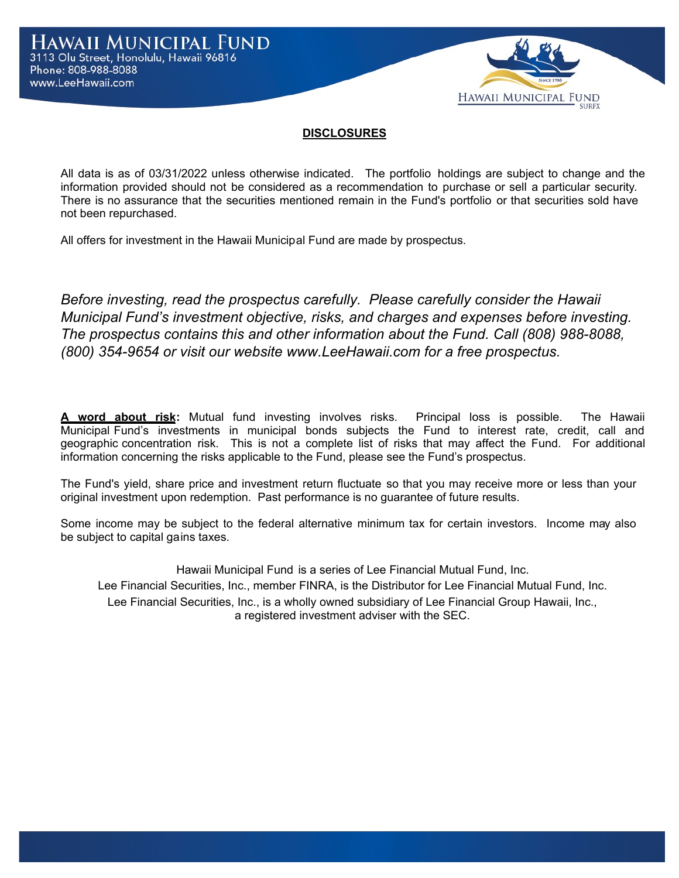# HAWAII MUNICIPAL FUND

3113 Olu Street, Honolulu, Hawaii 96816
Phone: 808-988-8088
www.LeeHawaii.com

## DISCLOSURES

All data is as of 03/31/2022 unless otherwise indicated. The portfolio holdings are subject to change and the information provided should not be considered as a recommendation to purchase or sell a particular security. There is no assurance that the securities mentioned remain in the Fund's portfolio or that securities sold have not been repurchased.

All offers for investment in the Hawaii Municipal Fund are made by prospectus.

*Before investing, read the prospectus carefully. Please carefully consider the Hawaii Municipal Fund's investment objective, risks, and charges and expenses before investing. The prospectus contains this and other information about the Fund. Call (808) 988-8088, (800) 354-9654 or visit our website www.LeeHawaii.com for a free prospectus.*

**A word about risk:** Mutual fund investing involves risks. Principal loss is possible. The Hawaii Municipal Fund's investments in municipal bonds subjects the Fund to interest rate, credit, call and geographic concentration risk. This is not a complete list of risks that may affect the Fund. For additional information concerning the risks applicable to the Fund, please see the Fund's prospectus.

The Fund's yield, share price and investment return fluctuate so that you may receive more or less than your original investment upon redemption. Past performance is no guarantee of future results.

Some income may be subject to the federal alternative minimum tax for certain investors. Income may also be subject to capital gains taxes.

Hawaii Municipal Fund is a series of Lee Financial Mutual Fund, Inc.
Lee Financial Securities, Inc., member FINRA, is the Distributor for Lee Financial Mutual Fund, Inc.
Lee Financial Securities, Inc., is a wholly owned subsidiary of Lee Financial Group Hawaii, Inc., a registered investment adviser with the SEC.